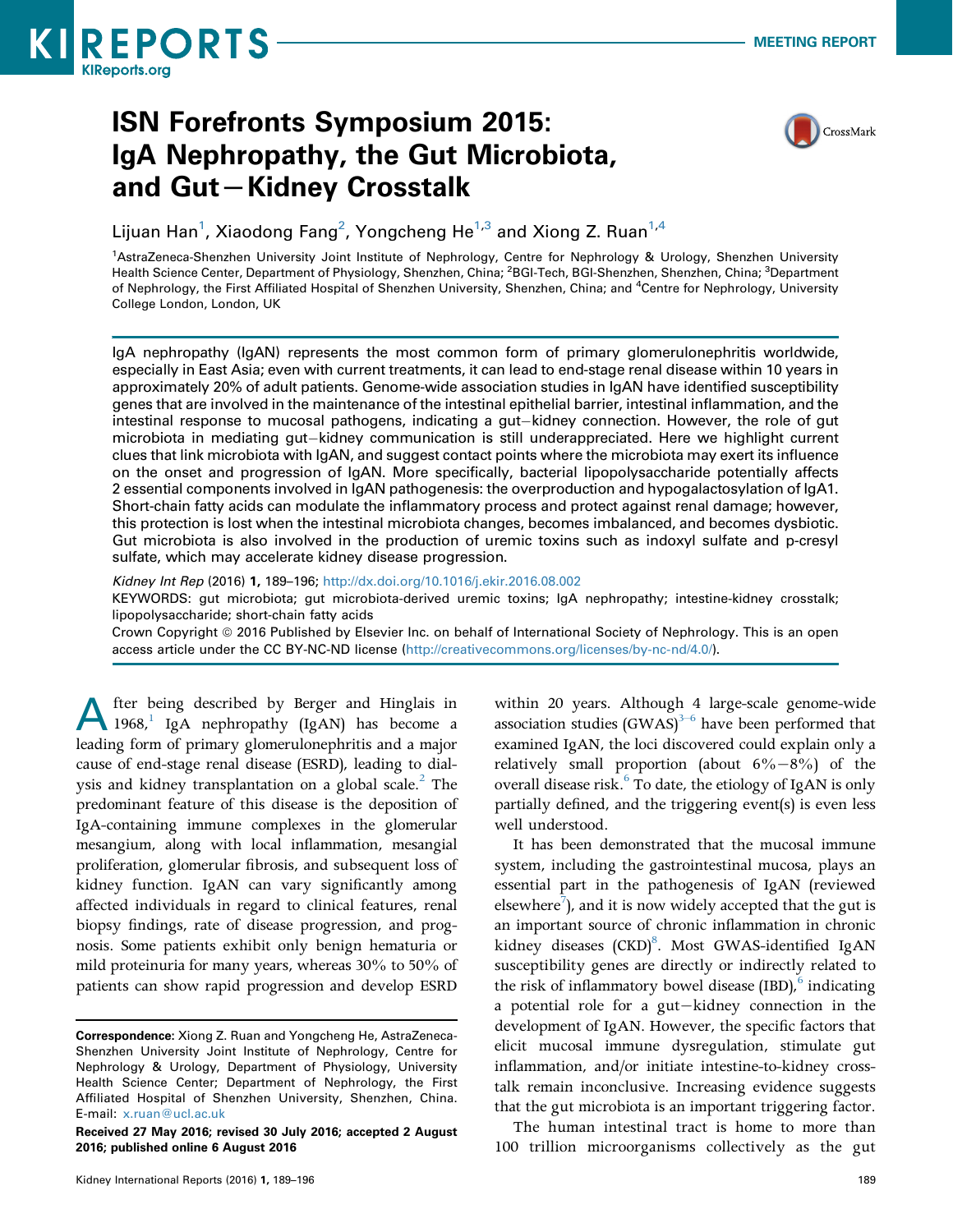MEETING REPORT

# ISN Forefronts Symposium 2015: IgA Nephropathy, the Gut Microbiota, and Gut–Kidney Crosstalk

Lijuan Han[1], Xiaodong Fang[2], Yongcheng He[1,3] and Xiong Z. Ruan[1,4]

[1]AstraZeneca-Shenzhen University Joint Institute of Nephrology, Centre for Nephrology & Urology, Shenzhen University Health Science Center, Department of Physiology, Shenzhen, China; [2]BGI-Tech, BGI-Shenzhen, Shenzhen, China; [3]Department of Nephrology, the First Affiliated Hospital of Shenzhen University, Shenzhen, China; and [4]Centre for Nephrology, University College London, London, UK

IgA nephropathy (IgAN) represents the most common form of primary glomerulonephritis worldwide, especially in East Asia; even with current treatments, it can lead to end-stage renal disease within 10 years in approximately 20% of adult patients. Genome-wide association studies in IgAN have identified susceptibility genes that are involved in the maintenance of the intestinal epithelial barrier, intestinal inflammation, and the intestinal response to mucosal pathogens, indicating a gut–kidney connection. However, the role of gut microbiota in mediating gut–kidney communication is still underappreciated. Here we highlight current clues that link microbiota with IgAN, and suggest contact points where the microbiota may exert its influence on the onset and progression of IgAN. More specifically, bacterial lipopolysaccharide potentially affects 2 essential components involved in IgAN pathogenesis: the overproduction and hypogalactosylation of IgA1. Short-chain fatty acids can modulate the inflammatory process and protect against renal damage; however, this protection is lost when the intestinal microbiota changes, becomes imbalanced, and becomes dysbiotic. Gut microbiota is also involved in the production of uremic toxins such as indoxyl sulfate and p-cresyl sulfate, which may accelerate kidney disease progression.

*Kidney Int Rep* (2016) **1**, 189–196; http://dx.doi.org/10.1016/j.ekir.2016.08.002

KEYWORDS: gut microbiota; gut microbiota-derived uremic toxins; IgA nephropathy; intestine-kidney crosstalk; lipopolysaccharide; short-chain fatty acids

Crown Copyright © 2016 Published by Elsevier Inc. on behalf of International Society of Nephrology. This is an open access article under the CC BY-NC-ND license (http://creativecommons.org/licenses/by-nc-nd/4.0/).

After being described by Berger and Hinglais in 1968,[1] IgA nephropathy (IgAN) has become a leading form of primary glomerulonephritis and a major cause of end-stage renal disease (ESRD), leading to dialysis and kidney transplantation on a global scale.[2] The predominant feature of this disease is the deposition of IgA-containing immune complexes in the glomerular mesangium, along with local inflammation, mesangial proliferation, glomerular fibrosis, and subsequent loss of kidney function. IgAN can vary significantly among affected individuals in regard to clinical features, renal biopsy findings, rate of disease progression, and prognosis. Some patients exhibit only benign hematuria or mild proteinuria for many years, whereas 30% to 50% of patients can show rapid progression and develop ESRD within 20 years. Although 4 large-scale genome-wide association studies (GWAS)[3–6] have been performed that examined IgAN, the loci discovered could explain only a relatively small proportion (about 6%–8%) of the overall disease risk.[6] To date, the etiology of IgAN is only partially defined, and the triggering event(s) is even less well understood.

It has been demonstrated that the mucosal immune system, including the gastrointestinal mucosa, plays an essential part in the pathogenesis of IgAN (reviewed elsewhere[7]), and it is now widely accepted that the gut is an important source of chronic inflammation in chronic kidney diseases (CKD)[8]. Most GWAS-identified IgAN susceptibility genes are directly or indirectly related to the risk of inflammatory bowel disease (IBD),[6] indicating a potential role for a gut–kidney connection in the development of IgAN. However, the specific factors that elicit mucosal immune dysregulation, stimulate gut inflammation, and/or initiate intestine-to-kidney crosstalk remain inconclusive. Increasing evidence suggests that the gut microbiota is an important triggering factor.

The human intestinal tract is home to more than 100 trillion microorganisms collectively as the gut

**Correspondence**: Xiong Z. Ruan and Yongcheng He, AstraZeneca-Shenzhen University Joint Institute of Nephrology, Centre for Nephrology & Urology, Department of Physiology, University Health Science Center; Department of Nephrology, the First Affiliated Hospital of Shenzhen University, Shenzhen, China. E-mail: x.ruan@ucl.ac.uk

**Received 27 May 2016; revised 30 July 2016; accepted 2 August 2016; published online 6 August 2016**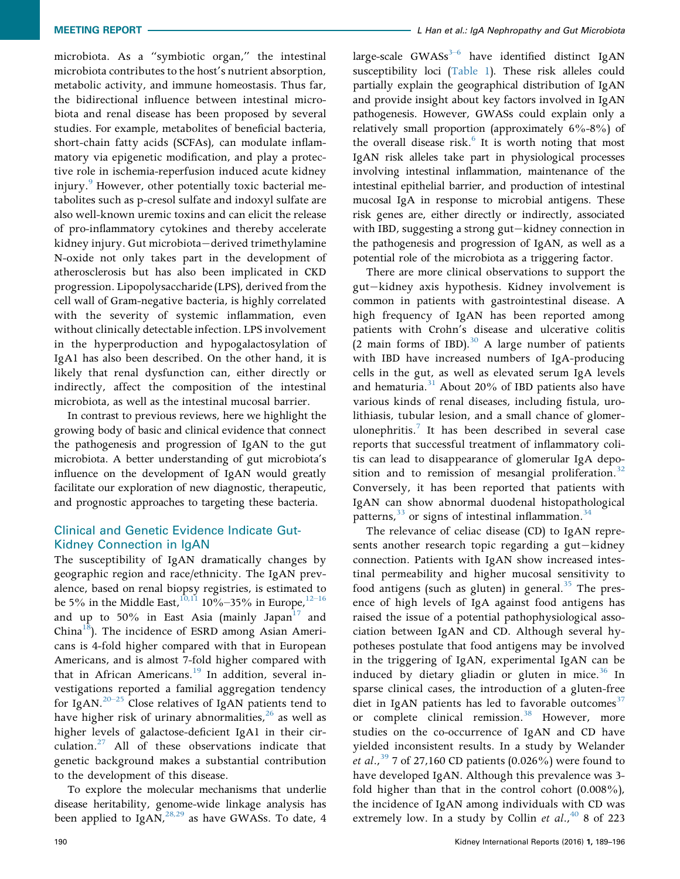microbiota. As a "symbiotic organ," the intestinal microbiota contributes to the host's nutrient absorption, metabolic activity, and immune homeostasis. Thus far, the bidirectional influence between intestinal microbiota and renal disease has been proposed by several studies. For example, metabolites of beneficial bacteria, short-chain fatty acids (SCFAs), can modulate inflammatory via epigenetic modification, and play a protective role in ischemia-reperfusion induced acute kidney injury.[9] However, other potentially toxic bacterial metabolites such as p-cresol sulfate and indoxyl sulfate are also well-known uremic toxins and can elicit the release of pro-inflammatory cytokines and thereby accelerate kidney injury. Gut microbiota−derived trimethylamine N-oxide not only takes part in the development of atherosclerosis but has also been implicated in CKD progression. Lipopolysaccharide (LPS), derived from the cell wall of Gram-negative bacteria, is highly correlated with the severity of systemic inflammation, even without clinically detectable infection. LPS involvement in the hyperproduction and hypogalactosylation of IgA1 has also been described. On the other hand, it is likely that renal dysfunction can, either directly or indirectly, affect the composition of the intestinal microbiota, as well as the intestinal mucosal barrier.

In contrast to previous reviews, here we highlight the growing body of basic and clinical evidence that connect the pathogenesis and progression of IgAN to the gut microbiota. A better understanding of gut microbiota's influence on the development of IgAN would greatly facilitate our exploration of new diagnostic, therapeutic, and prognostic approaches to targeting these bacteria.

## Clinical and Genetic Evidence Indicate Gut-Kidney Connection in IgAN

The susceptibility of IgAN dramatically changes by geographic region and race/ethnicity. The IgAN prevalence, based on renal biopsy registries, is estimated to be 5% in the Middle East,[10,11] 10%–35% in Europe,[12–16] and up to 50% in East Asia (mainly Japan[17] and China[18]). The incidence of ESRD among Asian Americans is 4-fold higher compared with that in European Americans, and is almost 7-fold higher compared with that in African Americans.[19] In addition, several investigations reported a familial aggregation tendency for IgAN.[20–25] Close relatives of IgAN patients tend to have higher risk of urinary abnormalities,[26] as well as higher levels of galactose-deficient IgA1 in their circulation.[27] All of these observations indicate that genetic background makes a substantial contribution to the development of this disease.

To explore the molecular mechanisms that underlie disease heritability, genome-wide linkage analysis has been applied to IgAN,[28,29] as have GWASs. To date, 4 large-scale GWASs[3–6] have identified distinct IgAN susceptibility loci (Table 1). These risk alleles could partially explain the geographical distribution of IgAN and provide insight about key factors involved in IgAN pathogenesis. However, GWASs could explain only a relatively small proportion (approximately 6%-8%) of the overall disease risk.[6] It is worth noting that most IgAN risk alleles take part in physiological processes involving intestinal inflammation, maintenance of the intestinal epithelial barrier, and production of intestinal mucosal IgA in response to microbial antigens. These risk genes are, either directly or indirectly, associated with IBD, suggesting a strong gut−kidney connection in the pathogenesis and progression of IgAN, as well as a potential role of the microbiota as a triggering factor.

There are more clinical observations to support the gut−kidney axis hypothesis. Kidney involvement is common in patients with gastrointestinal disease. A high frequency of IgAN has been reported among patients with Crohn's disease and ulcerative colitis (2 main forms of IBD).[30] A large number of patients with IBD have increased numbers of IgA-producing cells in the gut, as well as elevated serum IgA levels and hematuria.[31] About 20% of IBD patients also have various kinds of renal diseases, including fistula, urolithiasis, tubular lesion, and a small chance of glomerulonephritis.[7] It has been described in several case reports that successful treatment of inflammatory colitis can lead to disappearance of glomerular IgA deposition and to remission of mesangial proliferation.[32] Conversely, it has been reported that patients with IgAN can show abnormal duodenal histopathological patterns,[33] or signs of intestinal inflammation.[34]

The relevance of celiac disease (CD) to IgAN represents another research topic regarding a gut−kidney connection. Patients with IgAN show increased intestinal permeability and higher mucosal sensitivity to food antigens (such as gluten) in general.[35] The presence of high levels of IgA against food antigens has raised the issue of a potential pathophysiological association between IgAN and CD. Although several hypotheses postulate that food antigens may be involved in the triggering of IgAN, experimental IgAN can be induced by dietary gliadin or gluten in mice.[36] In sparse clinical cases, the introduction of a gluten-free diet in IgAN patients has led to favorable outcomes[37] or complete clinical remission.[38] However, more studies on the co-occurrence of IgAN and CD have yielded inconsistent results. In a study by Welander *et al.*,[39] 7 of 27,160 CD patients (0.026%) were found to have developed IgAN. Although this prevalence was 3-fold higher than that in the control cohort (0.008%), the incidence of IgAN among individuals with CD was extremely low. In a study by Collin *et al.*,[40] 8 of 223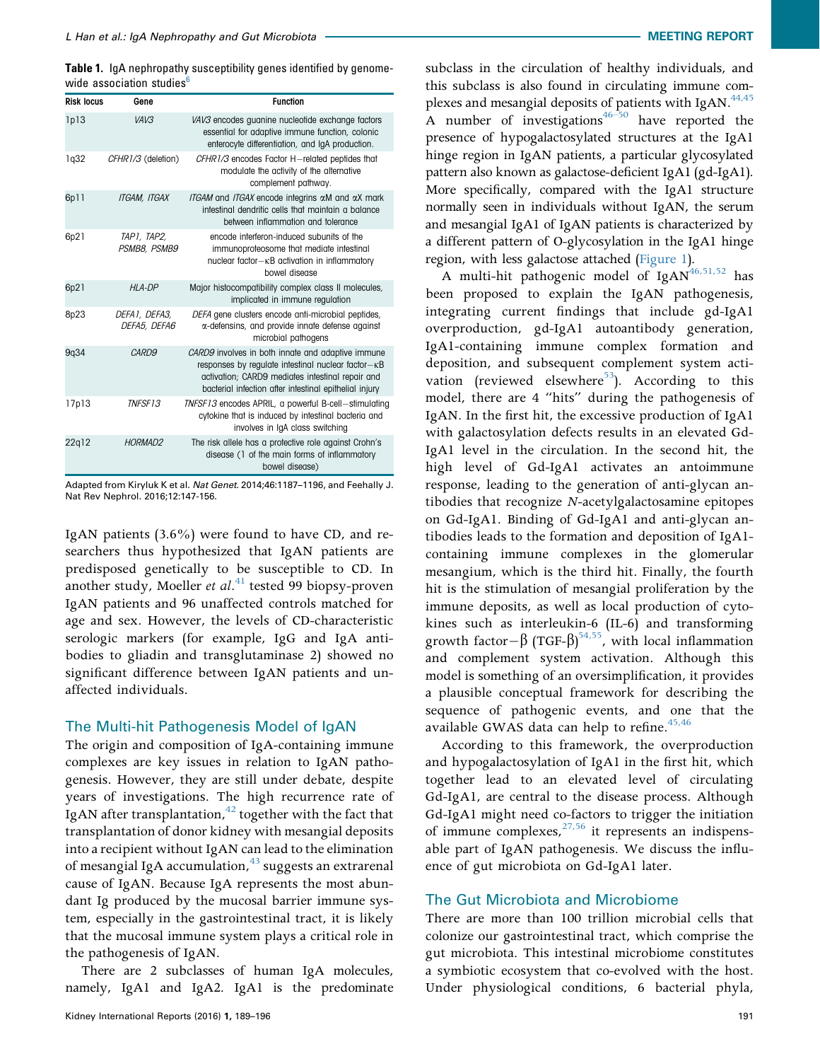**Table 1.** IgA nephropathy susceptibility genes identified by genome-wide association studies[6]

| Risk locus | Gene | Function |
|---|---|---|
| 1p13 | *VAV3* | *VAV3* encodes guanine nucleotide exchange factors essential for adaptive immune function, colonic enterocyte differentiation, and IgA production. |
| 1q32 | *CFHR1/3* (deletion) | *CFHR1/3* encodes Factor H−related peptides that modulate the activity of the alternative complement pathway. |
| 6p11 | *ITGAM, ITGAX* | *ITGAM* and *ITGAX* encode integrins αM and αX mark intestinal dendritic cells that maintain a balance between inflammation and tolerance |
| 6p21 | *TAP1, TAP2, PSMB8, PSMB9* | encode interferon-induced subunits of the immunoproteosome that mediate intestinal nuclear factor−κB activation in inflammatory bowel disease |
| 6p21 | *HLA-DP* | Major histocompatibility complex class II molecules, implicated in immune regulation |
| 8p23 | *DEFA1, DEFA3, DEFA5, DEFA6* | *DEFA* gene clusters encode anti-microbial peptides, α-defensins, and provide innate defense against microbial pathogens |
| 9q34 | *CARD9* | *CARD9* involves in both innate and adaptive immune responses by regulate intestinal nuclear factor−κB activation; CARD9 mediates intestinal repair and bacterial infection after intestinal epithelial injury |
| 17p13 | *TNFSF13* | *TNFSF13* encodes APRIL, a powerful B-cell−stimulating cytokine that is induced by intestinal bacteria and involves in IgA class switching |
| 22q12 | *HORMAD2* | The risk allele has a protective role against Crohn's disease (1 of the main forms of inflammatory bowel disease) |

Adapted from Kiryluk K et al. *Nat Genet.* 2014;46:1187–1196, and Feehally J. Nat Rev Nephrol. 2016;12:147-156.

IgAN patients (3.6%) were found to have CD, and researchers thus hypothesized that IgAN patients are predisposed genetically to be susceptible to CD. In another study, Moeller *et al.*[41] tested 99 biopsy-proven IgAN patients and 96 unaffected controls matched for age and sex. However, the levels of CD-characteristic serologic markers (for example, IgG and IgA antibodies to gliadin and transglutaminase 2) showed no significant difference between IgAN patients and unaffected individuals.

## The Multi-hit Pathogenesis Model of IgAN

The origin and composition of IgA-containing immune complexes are key issues in relation to IgAN pathogenesis. However, they are still under debate, despite years of investigations. The high recurrence rate of IgAN after transplantation,[42] together with the fact that transplantation of donor kidney with mesangial deposits into a recipient without IgAN can lead to the elimination of mesangial IgA accumulation,[43] suggests an extrarenal cause of IgAN. Because IgA represents the most abundant Ig produced by the mucosal barrier immune system, especially in the gastrointestinal tract, it is likely that the mucosal immune system plays a critical role in the pathogenesis of IgAN.

There are 2 subclasses of human IgA molecules, namely, IgA1 and IgA2. IgA1 is the predominate subclass in the circulation of healthy individuals, and this subclass is also found in circulating immune complexes and mesangial deposits of patients with IgAN.[44,45] A number of investigations[46–50] have reported the presence of hypogalactosylated structures at the IgA1 hinge region in IgAN patients, a particular glycosylated pattern also known as galactose-deficient IgA1 (gd-IgA1). More specifically, compared with the IgA1 structure normally seen in individuals without IgAN, the serum and mesangial IgA1 of IgAN patients is characterized by a different pattern of O-glycosylation in the IgA1 hinge region, with less galactose attached (Figure 1).

A multi-hit pathogenic model of IgAN[46,51,52] has been proposed to explain the IgAN pathogenesis, integrating current findings that include gd-IgA1 overproduction, gd-IgA1 autoantibody generation, IgA1-containing immune complex formation and deposition, and subsequent complement system activation (reviewed elsewhere[53]). According to this model, there are 4 "hits" during the pathogenesis of IgAN. In the first hit, the excessive production of IgA1 with galactosylation defects results in an elevated Gd-IgA1 level in the circulation. In the second hit, the high level of Gd-IgA1 activates an antoimmune response, leading to the generation of anti-glycan antibodies that recognize *N*-acetylgalactosamine epitopes on Gd-IgA1. Binding of Gd-IgA1 and anti-glycan antibodies leads to the formation and deposition of IgA1-containing immune complexes in the glomerular mesangium, which is the third hit. Finally, the fourth hit is the stimulation of mesangial proliferation by the immune deposits, as well as local production of cytokines such as interleukin-6 (IL-6) and transforming growth factor−β (TGF-β)[54,55], with local inflammation and complement system activation. Although this model is something of an oversimplification, it provides a plausible conceptual framework for describing the sequence of pathogenic events, and one that the available GWAS data can help to refine.[45,46]

According to this framework, the overproduction and hypogalactosylation of IgA1 in the first hit, which together lead to an elevated level of circulating Gd-IgA1, are central to the disease process. Although Gd-IgA1 might need co-factors to trigger the initiation of immune complexes,[27,56] it represents an indispensable part of IgAN pathogenesis. We discuss the influence of gut microbiota on Gd-IgA1 later.

## The Gut Microbiota and Microbiome

There are more than 100 trillion microbial cells that colonize our gastrointestinal tract, which comprise the gut microbiota. This intestinal microbiome constitutes a symbiotic ecosystem that co-evolved with the host. Under physiological conditions, 6 bacterial phyla,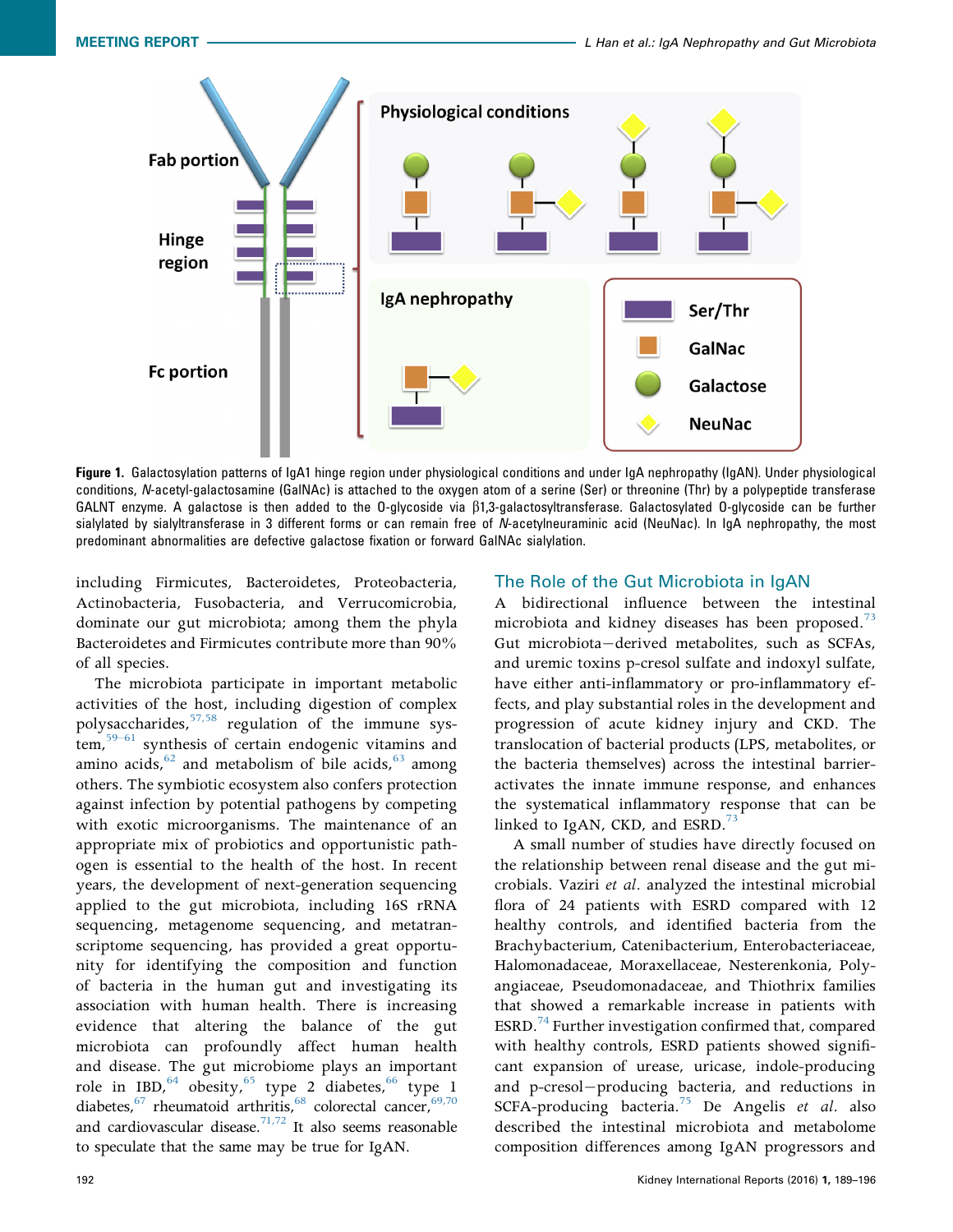Figure 1. Galactosylation patterns of IgA1 hinge region under physiological conditions and under IgA nephropathy (IgAN). Under physiological conditions, *N*-acetyl-galactosamine (GalNAc) is attached to the oxygen atom of a serine (Ser) or threonine (Thr) by a polypeptide transferase GALNT enzyme. A galactose is then added to the O-glycoside via β1,3-galactosyltransferase. Galactosylated O-glycoside can be further sialylated by sialyltransferase in 3 different forms or can remain free of *N*-acetylneuraminic acid (NeuNac). In IgA nephropathy, the most predominant abnormalities are defective galactose fixation or forward GalNAc sialylation.

including Firmicutes, Bacteroidetes, Proteobacteria, Actinobacteria, Fusobacteria, and Verrucomicrobia, dominate our gut microbiota; among them the phyla Bacteroidetes and Firmicutes contribute more than 90% of all species.

The microbiota participate in important metabolic activities of the host, including digestion of complex polysaccharides,[57,58] regulation of the immune system,[59–61] synthesis of certain endogenic vitamins and amino acids,[62] and metabolism of bile acids,[63] among others. The symbiotic ecosystem also confers protection against infection by potential pathogens by competing with exotic microorganisms. The maintenance of an appropriate mix of probiotics and opportunistic pathogen is essential to the health of the host. In recent years, the development of next-generation sequencing applied to the gut microbiota, including 16S rRNA sequencing, metagenome sequencing, and metatranscriptome sequencing, has provided a great opportunity for identifying the composition and function of bacteria in the human gut and investigating its association with human health. There is increasing evidence that altering the balance of the gut microbiota can profoundly affect human health and disease. The gut microbiome plays an important role in IBD,[64] obesity,[65] type 2 diabetes,[66] type 1 diabetes,[67] rheumatoid arthritis,[68] colorectal cancer,[69,70] and cardiovascular disease.[71,72] It also seems reasonable to speculate that the same may be true for IgAN.

## The Role of the Gut Microbiota in IgAN

A bidirectional influence between the intestinal microbiota and kidney diseases has been proposed.[73] Gut microbiota–derived metabolites, such as SCFAs, and uremic toxins p-cresol sulfate and indoxyl sulfate, have either anti-inflammatory or pro-inflammatory effects, and play substantial roles in the development and progression of acute kidney injury and CKD. The translocation of bacterial products (LPS, metabolites, or the bacteria themselves) across the intestinal barrier-activates the innate immune response, and enhances the systematical inflammatory response that can be linked to IgAN, CKD, and ESRD.[73]

A small number of studies have directly focused on the relationship between renal disease and the gut microbials. Vaziri *et al*. analyzed the intestinal microbial flora of 24 patients with ESRD compared with 12 healthy controls, and identified bacteria from the Brachybacterium, Catenibacterium, Enterobacteriaceae, Halomonadaceae, Moraxellaceae, Nesterenkonia, Polyangiaceae, Pseudomonadaceae, and Thiothrix families that showed a remarkable increase in patients with ESRD.[74] Further investigation confirmed that, compared with healthy controls, ESRD patients showed significant expansion of urease, uricase, indole-producing and p-cresol–producing bacteria, and reductions in SCFA-producing bacteria.[75] De Angelis *et al*. also described the intestinal microbiota and metabolome composition differences among IgAN progressors and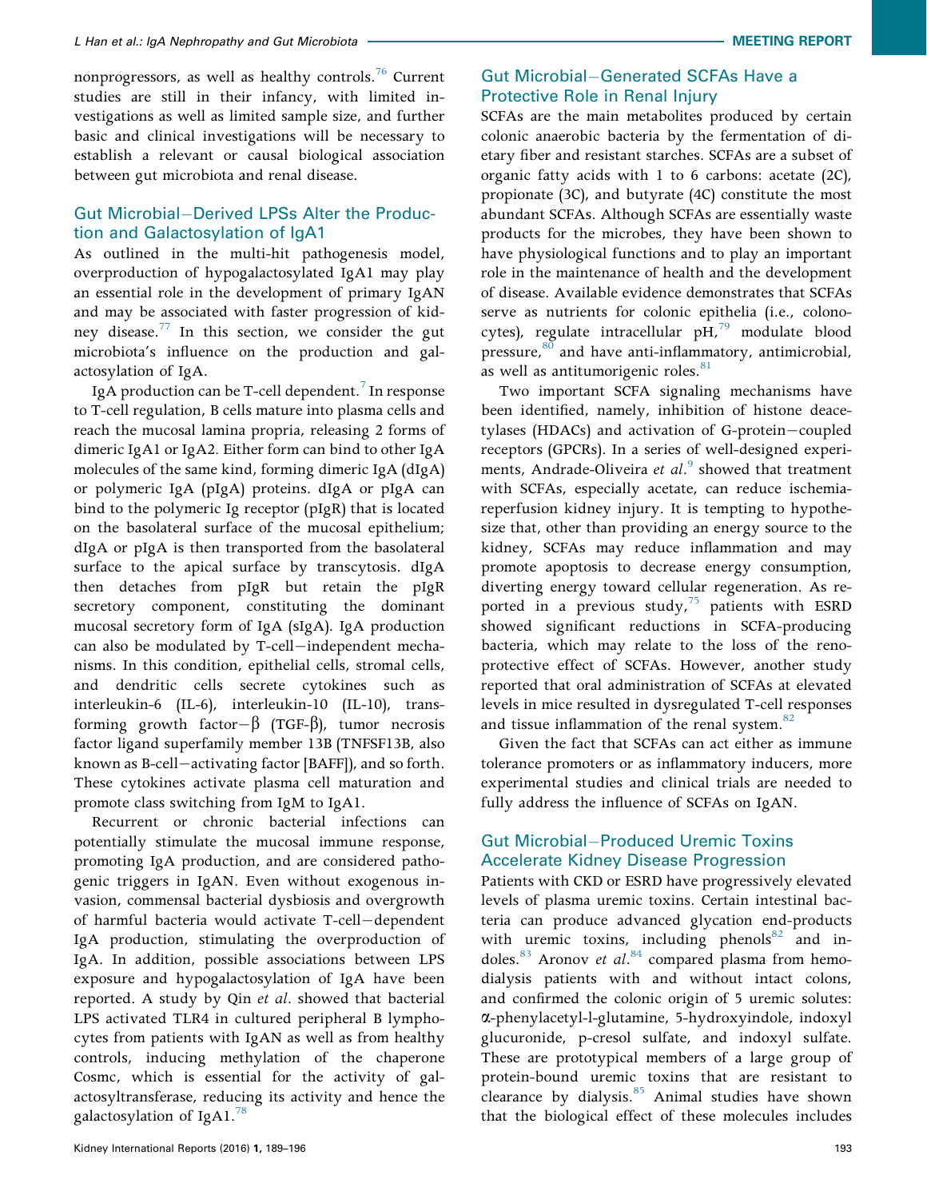nonprogressors, as well as healthy controls.[76] Current studies are still in their infancy, with limited investigations as well as limited sample size, and further basic and clinical investigations will be necessary to establish a relevant or causal biological association between gut microbiota and renal disease.

## Gut Microbial–Derived LPSs Alter the Production and Galactosylation of IgA1

As outlined in the multi-hit pathogenesis model, overproduction of hypogalactosylated IgA1 may play an essential role in the development of primary IgAN and may be associated with faster progression of kidney disease.[77] In this section, we consider the gut microbiota's influence on the production and galactosylation of IgA.

IgA production can be T-cell dependent.[7] In response to T-cell regulation, B cells mature into plasma cells and reach the mucosal lamina propria, releasing 2 forms of dimeric IgA1 or IgA2. Either form can bind to other IgA molecules of the same kind, forming dimeric IgA (dIgA) or polymeric IgA (pIgA) proteins. dIgA or pIgA can bind to the polymeric Ig receptor (pIgR) that is located on the basolateral surface of the mucosal epithelium; dIgA or pIgA is then transported from the basolateral surface to the apical surface by transcytosis. dIgA then detaches from pIgR but retain the pIgR secretory component, constituting the dominant mucosal secretory form of IgA (sIgA). IgA production can also be modulated by T-cell–independent mechanisms. In this condition, epithelial cells, stromal cells, and dendritic cells secrete cytokines such as interleukin-6 (IL-6), interleukin-10 (IL-10), transforming growth factor–β (TGF-β), tumor necrosis factor ligand superfamily member 13B (TNFSF13B, also known as B-cell–activating factor [BAFF]), and so forth. These cytokines activate plasma cell maturation and promote class switching from IgM to IgA1.

Recurrent or chronic bacterial infections can potentially stimulate the mucosal immune response, promoting IgA production, and are considered pathogenic triggers in IgAN. Even without exogenous invasion, commensal bacterial dysbiosis and overgrowth of harmful bacteria would activate T-cell–dependent IgA production, stimulating the overproduction of IgA. In addition, possible associations between LPS exposure and hypogalactosylation of IgA have been reported. A study by Qin *et al*. showed that bacterial LPS activated TLR4 in cultured peripheral B lymphocytes from patients with IgAN as well as from healthy controls, inducing methylation of the chaperone Cosmc, which is essential for the activity of galactosyltransferase, reducing its activity and hence the galactosylation of IgA1.[78]

## Gut Microbial–Generated SCFAs Have a Protective Role in Renal Injury

SCFAs are the main metabolites produced by certain colonic anaerobic bacteria by the fermentation of dietary fiber and resistant starches. SCFAs are a subset of organic fatty acids with 1 to 6 carbons: acetate (2C), propionate (3C), and butyrate (4C) constitute the most abundant SCFAs. Although SCFAs are essentially waste products for the microbes, they have been shown to have physiological functions and to play an important role in the maintenance of health and the development of disease. Available evidence demonstrates that SCFAs serve as nutrients for colonic epithelia (i.e., colonocytes), regulate intracellular pH,[79] modulate blood pressure,[80] and have anti-inflammatory, antimicrobial, as well as antitumorigenic roles.[81]

Two important SCFA signaling mechanisms have been identified, namely, inhibition of histone deacetylases (HDACs) and activation of G-protein–coupled receptors (GPCRs). In a series of well-designed experiments, Andrade-Oliveira *et al*.[9] showed that treatment with SCFAs, especially acetate, can reduce ischemia-reperfusion kidney injury. It is tempting to hypothesize that, other than providing an energy source to the kidney, SCFAs may reduce inflammation and may promote apoptosis to decrease energy consumption, diverting energy toward cellular regeneration. As reported in a previous study,[75] patients with ESRD showed significant reductions in SCFA-producing bacteria, which may relate to the loss of the renoprotective effect of SCFAs. However, another study reported that oral administration of SCFAs at elevated levels in mice resulted in dysregulated T-cell responses and tissue inflammation of the renal system.[82]

Given the fact that SCFAs can act either as immune tolerance promoters or as inflammatory inducers, more experimental studies and clinical trials are needed to fully address the influence of SCFAs on IgAN.

## Gut Microbial–Produced Uremic Toxins Accelerate Kidney Disease Progression

Patients with CKD or ESRD have progressively elevated levels of plasma uremic toxins. Certain intestinal bacteria can produce advanced glycation end-products with uremic toxins, including phenols[82] and indoles.[83] Aronov *et al*.[84] compared plasma from hemodialysis patients with and without intact colons, and confirmed the colonic origin of 5 uremic solutes: α-phenylacetyl-l-glutamine, 5-hydroxyindole, indoxyl glucuronide, p-cresol sulfate, and indoxyl sulfate. These are prototypical members of a large group of protein-bound uremic toxins that are resistant to clearance by dialysis.[85] Animal studies have shown that the biological effect of these molecules includes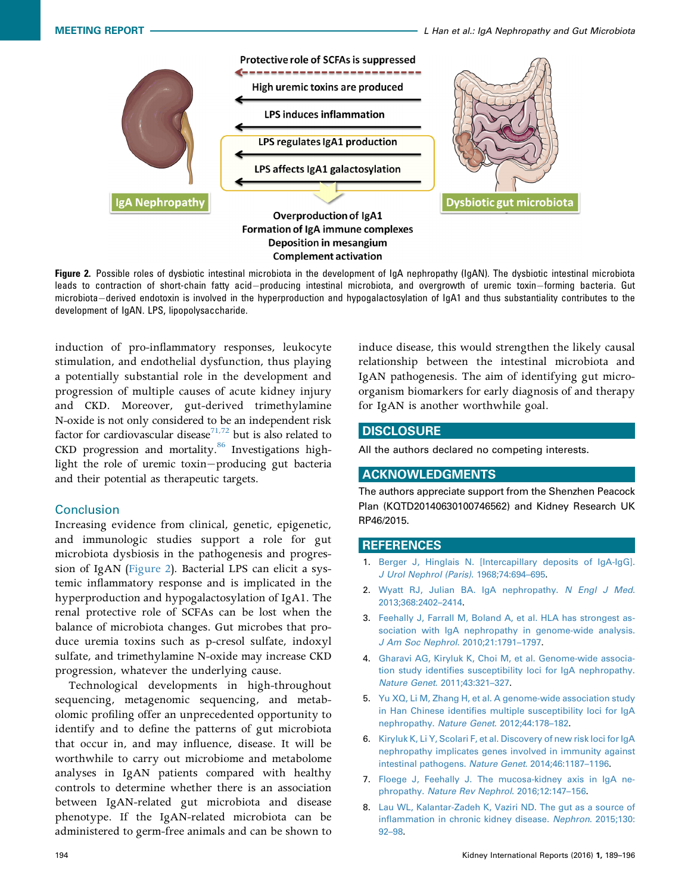Protective role of SCFAs is suppressed

High uremic toxins are produced

LPS induces inflammation

LPS regulates IgA1 production

LPS affects IgA1 galactosylation

IgA Nephropathy

Dysbiotic gut microbiota

Overproduction of IgA1

Formation of IgA immune complexes

Deposition in mesangium

Complement activation

**Figure 2.** Possible roles of dysbiotic intestinal microbiota in the development of IgA nephropathy (IgAN). The dysbiotic intestinal microbiota leads to contraction of short-chain fatty acid–producing intestinal microbiota, and overgrowth of uremic toxin–forming bacteria. Gut microbiota–derived endotoxin is involved in the hyperproduction and hypogalactosylation of IgA1 and thus substantiality contributes to the development of IgAN. LPS, lipopolysaccharide.

induction of pro-inflammatory responses, leukocyte stimulation, and endothelial dysfunction, thus playing a potentially substantial role in the development and progression of multiple causes of acute kidney injury and CKD. Moreover, gut-derived trimethylamine N-oxide is not only considered to be an independent risk factor for cardiovascular disease[71,72] but is also related to CKD progression and mortality.[86] Investigations highlight the role of uremic toxin–producing gut bacteria and their potential as therapeutic targets.

## Conclusion

Increasing evidence from clinical, genetic, epigenetic, and immunologic studies support a role for gut microbiota dysbiosis in the pathogenesis and progression of IgAN (Figure 2). Bacterial LPS can elicit a systemic inflammatory response and is implicated in the hyperproduction and hypogalactosylation of IgA1. The renal protective role of SCFAs can be lost when the balance of microbiota changes. Gut microbes that produce uremia toxins such as p-cresol sulfate, indoxyl sulfate, and trimethylamine N-oxide may increase CKD progression, whatever the underlying cause.

Technological developments in high-throughout sequencing, metagenomic sequencing, and metabolomic profiling offer an unprecedented opportunity to identify and to define the patterns of gut microbiota that occur in, and may influence, disease. It will be worthwhile to carry out microbiome and metabolome analyses in IgAN patients compared with healthy controls to determine whether there is an association between IgAN-related gut microbiota and disease phenotype. If the IgAN-related microbiota can be administered to germ-free animals and can be shown to induce disease, this would strengthen the likely causal relationship between the intestinal microbiota and IgAN pathogenesis. The aim of identifying gut microorganism biomarkers for early diagnosis of and therapy for IgAN is another worthwhile goal.

## DISCLOSURE

All the authors declared no competing interests.

## ACKNOWLEDGMENTS

The authors appreciate support from the Shenzhen Peacock Plan (KQTD20140630100746562) and Kidney Research UK RP46/2015.

## REFERENCES

1. Berger J, Hinglais N. [Intercapillary deposits of IgA-IgG]. *J Urol Nephrol (Paris)*. 1968;74:694–695.
2. Wyatt RJ, Julian BA. IgA nephropathy. *N Engl J Med*. 2013;368:2402–2414.
3. Feehally J, Farrall M, Boland A, et al. HLA has strongest association with IgA nephropathy in genome-wide analysis. *J Am Soc Nephrol*. 2010;21:1791–1797.
4. Gharavi AG, Kiryluk K, Choi M, et al. Genome-wide association study identifies susceptibility loci for IgA nephropathy. *Nature Genet*. 2011;43:321–327.
5. Yu XQ, Li M, Zhang H, et al. A genome-wide association study in Han Chinese identifies multiple susceptibility loci for IgA nephropathy. *Nature Genet*. 2012;44:178–182.
6. Kiryluk K, Li Y, Scolari F, et al. Discovery of new risk loci for IgA nephropathy implicates genes involved in immunity against intestinal pathogens. *Nature Genet*. 2014;46:1187–1196.
7. Floege J, Feehally J. The mucosa-kidney axis in IgA nephropathy. *Nature Rev Nephrol*. 2016;12:147–156.
8. Lau WL, Kalantar-Zadeh K, Vaziri ND. The gut as a source of inflammation in chronic kidney disease. *Nephron*. 2015;130:92–98.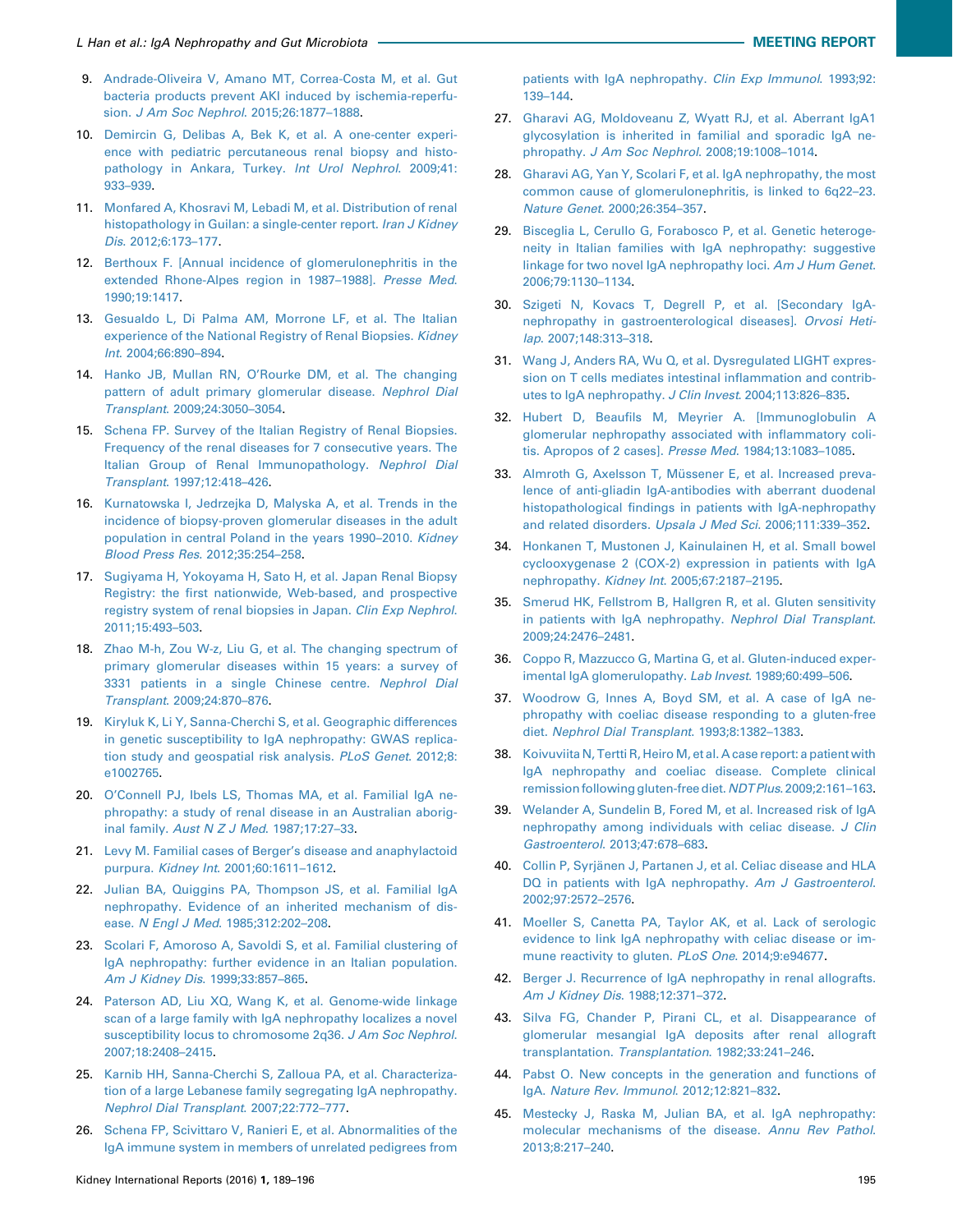9. Andrade-Oliveira V, Amano MT, Correa-Costa M, et al. Gut bacteria products prevent AKI induced by ischemia-reperfusion. *J Am Soc Nephrol*. 2015;26:1877–1888.
10. Demircin G, Delibas A, Bek K, et al. A one-center experience with pediatric percutaneous renal biopsy and histopathology in Ankara, Turkey. *Int Urol Nephrol*. 2009;41: 933–939.
11. Monfared A, Khosravi M, Lebadi M, et al. Distribution of renal histopathology in Guilan: a single-center report. *Iran J Kidney Dis*. 2012;6:173–177.
12. Berthoux F. [Annual incidence of glomerulonephritis in the extended Rhone-Alpes region in 1987–1988]. *Presse Med*. 1990;19:1417.
13. Gesualdo L, Di Palma AM, Morrone LF, et al. The Italian experience of the National Registry of Renal Biopsies. *Kidney Int*. 2004;66:890–894.
14. Hanko JB, Mullan RN, O'Rourke DM, et al. The changing pattern of adult primary glomerular disease. *Nephrol Dial Transplant*. 2009;24:3050–3054.
15. Schena FP. Survey of the Italian Registry of Renal Biopsies. Frequency of the renal diseases for 7 consecutive years. The Italian Group of Renal Immunopathology. *Nephrol Dial Transplant*. 1997;12:418–426.
16. Kurnatowska I, Jedrzejka D, Malyska A, et al. Trends in the incidence of biopsy-proven glomerular diseases in the adult population in central Poland in the years 1990–2010. *Kidney Blood Press Res*. 2012;35:254–258.
17. Sugiyama H, Yokoyama H, Sato H, et al. Japan Renal Biopsy Registry: the first nationwide, Web-based, and prospective registry system of renal biopsies in Japan. *Clin Exp Nephrol*. 2011;15:493–503.
18. Zhao M-h, Zou W-z, Liu G, et al. The changing spectrum of primary glomerular diseases within 15 years: a survey of 3331 patients in a single Chinese centre. *Nephrol Dial Transplant*. 2009;24:870–876.
19. Kiryluk K, Li Y, Sanna-Cherchi S, et al. Geographic differences in genetic susceptibility to IgA nephropathy: GWAS replication study and geospatial risk analysis. *PLoS Genet*. 2012;8: e1002765.
20. O'Connell PJ, Ibels LS, Thomas MA, et al. Familial IgA nephropathy: a study of renal disease in an Australian aboriginal family. *Aust N Z J Med*. 1987;17:27–33.
21. Levy M. Familial cases of Berger's disease and anaphylactoid purpura. *Kidney Int*. 2001;60:1611–1612.
22. Julian BA, Quiggins PA, Thompson JS, et al. Familial IgA nephropathy. Evidence of an inherited mechanism of disease. *N Engl J Med*. 1985;312:202–208.
23. Scolari F, Amoroso A, Savoldi S, et al. Familial clustering of IgA nephropathy: further evidence in an Italian population. *Am J Kidney Dis*. 1999;33:857–865.
24. Paterson AD, Liu XQ, Wang K, et al. Genome-wide linkage scan of a large family with IgA nephropathy localizes a novel susceptibility locus to chromosome 2q36. *J Am Soc Nephrol*. 2007;18:2408–2415.
25. Karnib HH, Sanna-Cherchi S, Zalloua PA, et al. Characterization of a large Lebanese family segregating IgA nephropathy. *Nephrol Dial Transplant*. 2007;22:772–777.
26. Schena FP, Scivittaro V, Ranieri E, et al. Abnormalities of the IgA immune system in members of unrelated pedigrees from patients with IgA nephropathy. *Clin Exp Immunol*. 1993;92: 139–144.
27. Gharavi AG, Moldoveanu Z, Wyatt RJ, et al. Aberrant IgA1 glycosylation is inherited in familial and sporadic IgA nephropathy. *J Am Soc Nephrol*. 2008;19:1008–1014.
28. Gharavi AG, Yan Y, Scolari F, et al. IgA nephropathy, the most common cause of glomerulonephritis, is linked to 6q22–23. *Nature Genet*. 2000;26:354–357.
29. Bisceglia L, Cerullo G, Forabosco P, et al. Genetic heterogeneity in Italian families with IgA nephropathy: suggestive linkage for two novel IgA nephropathy loci. *Am J Hum Genet*. 2006;79:1130–1134.
30. Szigeti N, Kovacs T, Degrell P, et al. [Secondary IgA-nephropathy in gastroenterological diseases]. *Orvosi Hetilap*. 2007;148:313–318.
31. Wang J, Anders RA, Wu Q, et al. Dysregulated LIGHT expression on T cells mediates intestinal inflammation and contributes to IgA nephropathy. *J Clin Invest*. 2004;113:826–835.
32. Hubert D, Beaufils M, Meyrier A. [Immunoglobulin A glomerular nephropathy associated with inflammatory colitis. Apropos of 2 cases]. *Presse Med*. 1984;13:1083–1085.
33. Almroth G, Axelsson T, Müssener E, et al. Increased prevalence of anti-gliadin IgA-antibodies with aberrant duodenal histopathological findings in patients with IgA-nephropathy and related disorders. *Upsala J Med Sci*. 2006;111:339–352.
34. Honkanen T, Mustonen J, Kainulainen H, et al. Small bowel cyclooxygenase 2 (COX-2) expression in patients with IgA nephropathy. *Kidney Int*. 2005;67:2187–2195.
35. Smerud HK, Fellstrom B, Hallgren R, et al. Gluten sensitivity in patients with IgA nephropathy. *Nephrol Dial Transplant*. 2009;24:2476–2481.
36. Coppo R, Mazzucco G, Martina G, et al. Gluten-induced experimental IgA glomerulopathy. *Lab Invest*. 1989;60:499–506.
37. Woodrow G, Innes A, Boyd SM, et al. A case of IgA nephropathy with coeliac disease responding to a gluten-free diet. *Nephrol Dial Transplant*. 1993;8:1382–1383.
38. Koivuviita N, Tertti R, Heiro M, et al. A case report: a patient with IgA nephropathy and coeliac disease. Complete clinical remission following gluten-free diet. *NDT Plus*. 2009;2:161–163.
39. Welander A, Sundelin B, Fored M, et al. Increased risk of IgA nephropathy among individuals with celiac disease. *J Clin Gastroenterol*. 2013;47:678–683.
40. Collin P, Syrjänen J, Partanen J, et al. Celiac disease and HLA DQ in patients with IgA nephropathy. *Am J Gastroenterol*. 2002;97:2572–2576.
41. Moeller S, Canetta PA, Taylor AK, et al. Lack of serologic evidence to link IgA nephropathy with celiac disease or immune reactivity to gluten. *PLoS One*. 2014;9:e94677.
42. Berger J. Recurrence of IgA nephropathy in renal allografts. *Am J Kidney Dis*. 1988;12:371–372.
43. Silva FG, Chander P, Pirani CL, et al. Disappearance of glomerular mesangial IgA deposits after renal allograft transplantation. *Transplantation*. 1982;33:241–246.
44. Pabst O. New concepts in the generation and functions of IgA. *Nature Rev. Immunol*. 2012;12:821–832.
45. Mestecky J, Raska M, Julian BA, et al. IgA nephropathy: molecular mechanisms of the disease. *Annu Rev Pathol*. 2013;8:217–240.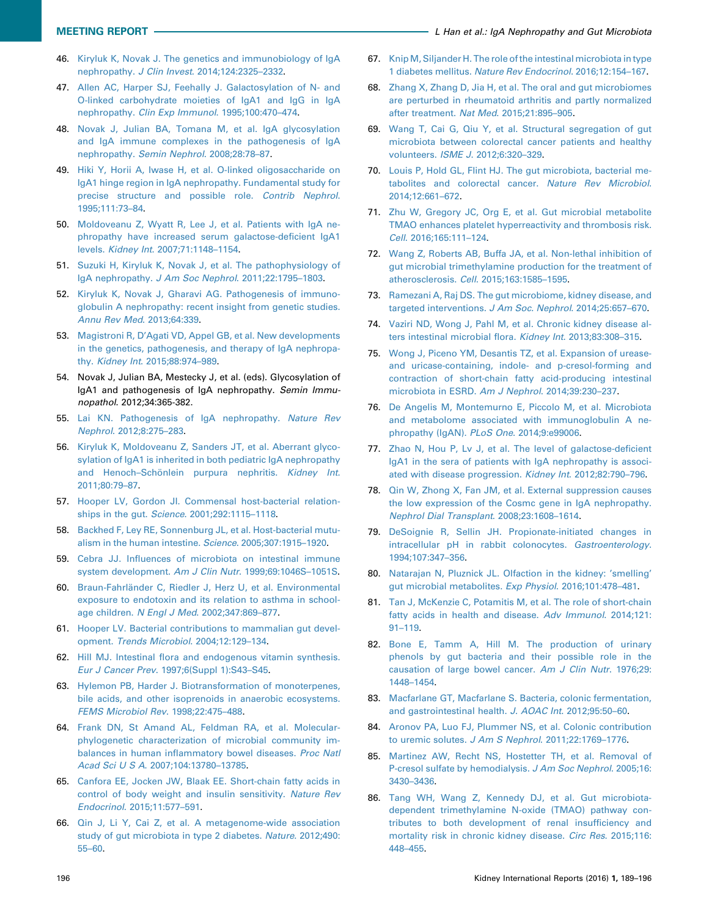46. Kiryluk K, Novak J. The genetics and immunobiology of IgA nephropathy. *J Clin Invest*. 2014;124:2325–2332.
47. Allen AC, Harper SJ, Feehally J. Galactosylation of N- and O-linked carbohydrate moieties of IgA1 and IgG in IgA nephropathy. *Clin Exp Immunol*. 1995;100:470–474.
48. Novak J, Julian BA, Tomana M, et al. IgA glycosylation and IgA immune complexes in the pathogenesis of IgA nephropathy. *Semin Nephrol*. 2008;28:78–87.
49. Hiki Y, Horii A, Iwase H, et al. O-linked oligosaccharide on IgA1 hinge region in IgA nephropathy. Fundamental study for precise structure and possible role. *Contrib Nephrol*. 1995;111:73–84.
50. Moldoveanu Z, Wyatt R, Lee J, et al. Patients with IgA nephropathy have increased serum galactose-deficient IgA1 levels. *Kidney Int*. 2007;71:1148–1154.
51. Suzuki H, Kiryluk K, Novak J, et al. The pathophysiology of IgA nephropathy. *J Am Soc Nephrol*. 2011;22:1795–1803.
52. Kiryluk K, Novak J, Gharavi AG. Pathogenesis of immunoglobulin A nephropathy: recent insight from genetic studies. *Annu Rev Med*. 2013;64:339.
53. Magistroni R, D'Agati VD, Appel GB, et al. New developments in the genetics, pathogenesis, and therapy of IgA nephropathy. *Kidney Int*. 2015;88:974–989.
54. Novak J, Julian BA, Mestecky J, et al. (eds). Glycosylation of IgA1 and pathogenesis of IgA nephropathy. *Semin Immunopathol*. 2012;34:365-382.
55. Lai KN. Pathogenesis of IgA nephropathy. *Nature Rev Nephrol*. 2012;8:275–283.
56. Kiryluk K, Moldoveanu Z, Sanders JT, et al. Aberrant glycosylation of IgA1 is inherited in both pediatric IgA nephropathy and Henoch–Schönlein purpura nephritis. *Kidney Int*. 2011;80:79–87.
57. Hooper LV, Gordon JI. Commensal host-bacterial relationships in the gut. *Science*. 2001;292:1115–1118.
58. Backhed F, Ley RE, Sonnenburg JL, et al. Host-bacterial mutualism in the human intestine. *Science*. 2005;307:1915–1920.
59. Cebra JJ. Influences of microbiota on intestinal immune system development. *Am J Clin Nutr*. 1999;69:1046S–1051S.
60. Braun-Fahrländer C, Riedler J, Herz U, et al. Environmental exposure to endotoxin and its relation to asthma in school-age children. *N Engl J Med*. 2002;347:869–877.
61. Hooper LV. Bacterial contributions to mammalian gut development. *Trends Microbiol*. 2004;12:129–134.
62. Hill MJ. Intestinal flora and endogenous vitamin synthesis. *Eur J Cancer Prev*. 1997;6(Suppl 1):S43–S45.
63. Hylemon PB, Harder J. Biotransformation of monoterpenes, bile acids, and other isoprenoids in anaerobic ecosystems. *FEMS Microbiol Rev*. 1998;22:475–488.
64. Frank DN, St Amand AL, Feldman RA, et al. Molecular-phylogenetic characterization of microbial community imbalances in human inflammatory bowel diseases. *Proc Natl Acad Sci U S A*. 2007;104:13780–13785.
65. Canfora EE, Jocken JW, Blaak EE. Short-chain fatty acids in control of body weight and insulin sensitivity. *Nature Rev Endocrinol*. 2015;11:577–591.
66. Qin J, Li Y, Cai Z, et al. A metagenome-wide association study of gut microbiota in type 2 diabetes. *Nature*. 2012;490:55–60.
67. Knip M, Siljander H. The role of the intestinal microbiota in type 1 diabetes mellitus. *Nature Rev Endocrinol*. 2016;12:154–167.
68. Zhang X, Zhang D, Jia H, et al. The oral and gut microbiomes are perturbed in rheumatoid arthritis and partly normalized after treatment. *Nat Med*. 2015;21:895–905.
69. Wang T, Cai G, Qiu Y, et al. Structural segregation of gut microbiota between colorectal cancer patients and healthy volunteers. *ISME J*. 2012;6:320–329.
70. Louis P, Hold GL, Flint HJ. The gut microbiota, bacterial metabolites and colorectal cancer. *Nature Rev Microbiol*. 2014;12:661–672.
71. Zhu W, Gregory JC, Org E, et al. Gut microbial metabolite TMAO enhances platelet hyperreactivity and thrombosis risk. *Cell*. 2016;165:111–124.
72. Wang Z, Roberts AB, Buffa JA, et al. Non-lethal inhibition of gut microbial trimethylamine production for the treatment of atherosclerosis. *Cell*. 2015;163:1585–1595.
73. Ramezani A, Raj DS. The gut microbiome, kidney disease, and targeted interventions. *J Am Soc. Nephrol*. 2014;25:657–670.
74. Vaziri ND, Wong J, Pahl M, et al. Chronic kidney disease alters intestinal microbial flora. *Kidney Int*. 2013;83:308–315.
75. Wong J, Piceno YM, Desantis TZ, et al. Expansion of urease- and uricase-containing, indole- and p-cresol-forming and contraction of short-chain fatty acid-producing intestinal microbiota in ESRD. *Am J Nephrol*. 2014;39:230–237.
76. De Angelis M, Montemurno E, Piccolo M, et al. Microbiota and metabolome associated with immunoglobulin A nephropathy (IgAN). *PLoS One*. 2014;9:e99006.
77. Zhao N, Hou P, Lv J, et al. The level of galactose-deficient IgA1 in the sera of patients with IgA nephropathy is associated with disease progression. *Kidney Int*. 2012;82:790–796.
78. Qin W, Zhong X, Fan JM, et al. External suppression causes the low expression of the Cosmc gene in IgA nephropathy. *Nephrol Dial Transplant*. 2008;23:1608–1614.
79. DeSoignie R, Sellin JH. Propionate-initiated changes in intracellular pH in rabbit colonocytes. *Gastroenterology*. 1994;107:347–356.
80. Natarajan N, Pluznick JL. Olfaction in the kidney: 'smelling' gut microbial metabolites. *Exp Physiol*. 2016;101:478–481.
81. Tan J, McKenzie C, Potamitis M, et al. The role of short-chain fatty acids in health and disease. *Adv Immunol*. 2014;121:91–119.
82. Bone E, Tamm A, Hill M. The production of urinary phenols by gut bacteria and their possible role in the causation of large bowel cancer. *Am J Clin Nutr*. 1976;29:1448–1454.
83. Macfarlane GT, Macfarlane S. Bacteria, colonic fermentation, and gastrointestinal health. *J. AOAC Int*. 2012;95:50–60.
84. Aronov PA, Luo FJ, Plummer NS, et al. Colonic contribution to uremic solutes. *J Am S Nephrol*. 2011;22:1769–1776.
85. Martinez AW, Recht NS, Hostetter TH, et al. Removal of P-cresol sulfate by hemodialysis. *J Am Soc Nephrol*. 2005;16:3430–3436.
86. Tang WH, Wang Z, Kennedy DJ, et al. Gut microbiota-dependent trimethylamine N-oxide (TMAO) pathway contributes to both development of renal insufficiency and mortality risk in chronic kidney disease. *Circ Res*. 2015;116:448–455.